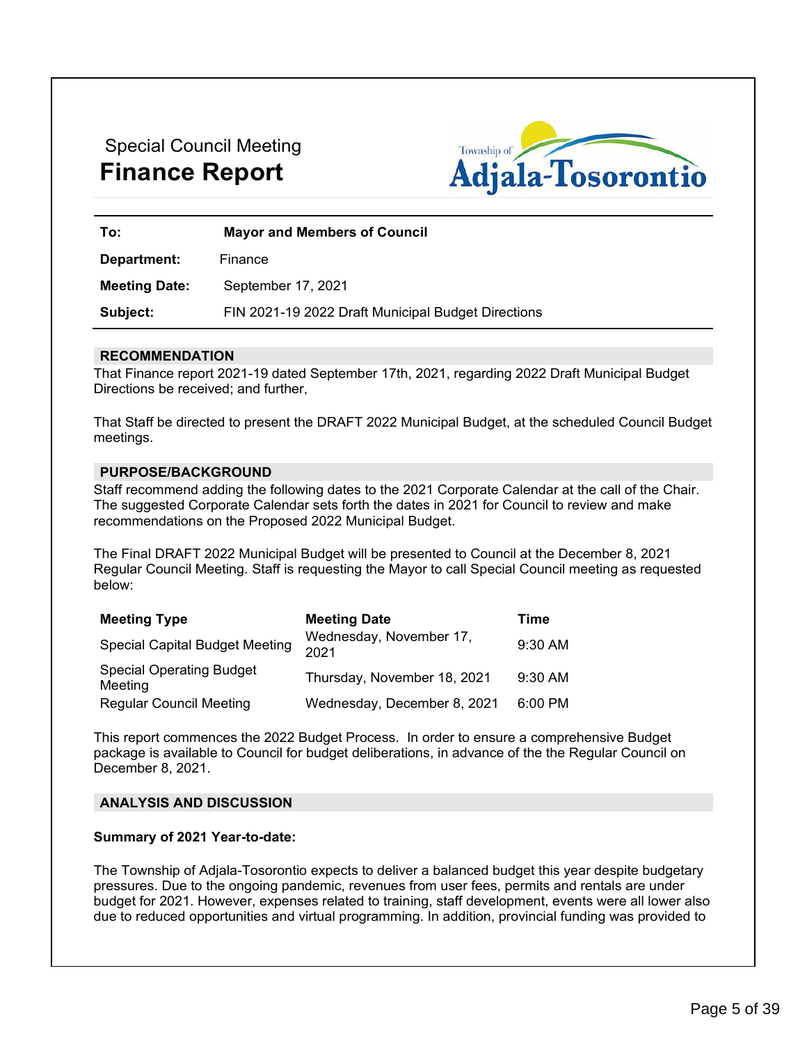Special Council Meeting

# Finance Report

Township of **Adjala-Tosorontio**

| | |
|---|---|
| **To:** | **Mayor and Members of Council** |
| **Department:** | Finance |
| **Meeting Date:** | September 17, 2021 |
| **Subject:** | FIN 2021-19 2022 Draft Municipal Budget Directions |

## RECOMMENDATION

That Finance report 2021-19 dated September 17th, 2021, regarding 2022 Draft Municipal Budget Directions be received; and further,

That Staff be directed to present the DRAFT 2022 Municipal Budget, at the scheduled Council Budget meetings.

## PURPOSE/BACKGROUND

Staff recommend adding the following dates to the 2021 Corporate Calendar at the call of the Chair. The suggested Corporate Calendar sets forth the dates in 2021 for Council to review and make recommendations on the Proposed 2022 Municipal Budget.

The Final DRAFT 2022 Municipal Budget will be presented to Council at the December 8, 2021 Regular Council Meeting. Staff is requesting the Mayor to call Special Council meeting as requested below:

| Meeting Type | Meeting Date | Time |
|---|---|---|
| Special Capital Budget Meeting | Wednesday, November 17, 2021 | 9:30 AM |
| Special Operating Budget Meeting | Thursday, November 18, 2021 | 9:30 AM |
| Regular Council Meeting | Wednesday, December 8, 2021 | 6:00 PM |

This report commences the 2022 Budget Process. In order to ensure a comprehensive Budget package is available to Council for budget deliberations, in advance of the the Regular Council on December 8, 2021.

## ANALYSIS AND DISCUSSION

### Summary of 2021 Year-to-date:

The Township of Adjala-Tosorontio expects to deliver a balanced budget this year despite budgetary pressures. Due to the ongoing pandemic, revenues from user fees, permits and rentals are under budget for 2021. However, expenses related to training, staff development, events were all lower also due to reduced opportunities and virtual programming. In addition, provincial funding was provided to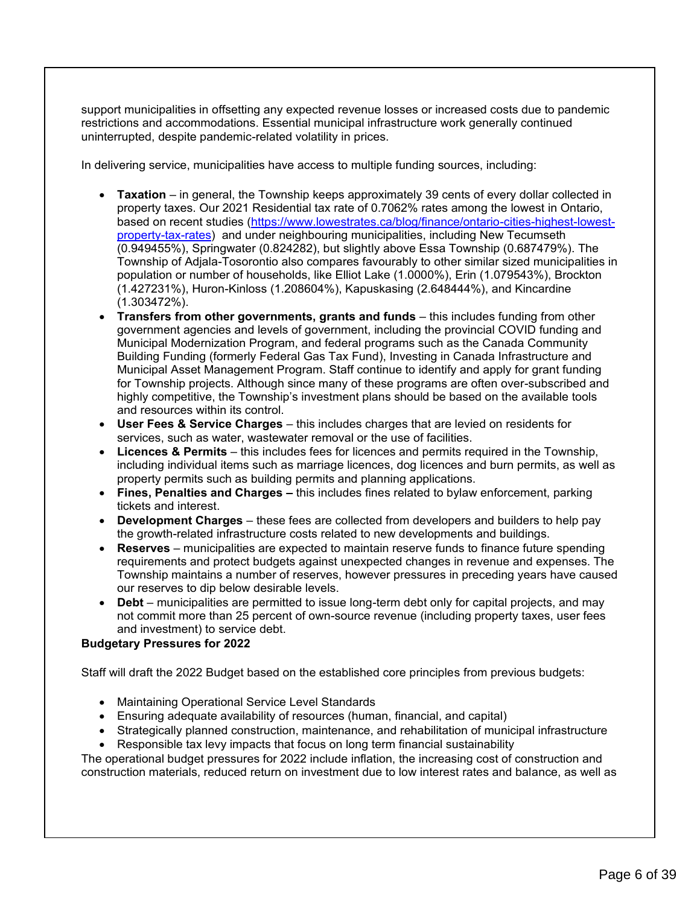support municipalities in offsetting any expected revenue losses or increased costs due to pandemic restrictions and accommodations. Essential municipal infrastructure work generally continued uninterrupted, despite pandemic-related volatility in prices.

In delivering service, municipalities have access to multiple funding sources, including:

- **Taxation** – in general, the Township keeps approximately 39 cents of every dollar collected in property taxes. Our 2021 Residential tax rate of 0.7062% rates among the lowest in Ontario, based on recent studies ([https://www.lowestrates.ca/blog/finance/ontario-cities-highest-lowest-property-tax-rates](https://www.lowestrates.ca/blog/finance/ontario-cities-highest-lowest-property-tax-rates)) and under neighbouring municipalities, including New Tecumseth (0.949455%), Springwater (0.824282), but slightly above Essa Township (0.687479%). The Township of Adjala-Tosorontio also compares favourably to other similar sized municipalities in population or number of households, like Elliot Lake (1.0000%), Erin (1.079543%), Brockton (1.427231%), Huron-Kinloss (1.208604%), Kapuskasing (2.648444%), and Kincardine (1.303472%).
- **Transfers from other governments, grants and funds** – this includes funding from other government agencies and levels of government, including the provincial COVID funding and Municipal Modernization Program, and federal programs such as the Canada Community Building Funding (formerly Federal Gas Tax Fund), Investing in Canada Infrastructure and Municipal Asset Management Program. Staff continue to identify and apply for grant funding for Township projects. Although since many of these programs are often over-subscribed and highly competitive, the Township's investment plans should be based on the available tools and resources within its control.
- **User Fees & Service Charges** – this includes charges that are levied on residents for services, such as water, wastewater removal or the use of facilities.
- **Licences & Permits** – this includes fees for licences and permits required in the Township, including individual items such as marriage licences, dog licences and burn permits, as well as property permits such as building permits and planning applications.
- **Fines, Penalties and Charges –** this includes fines related to bylaw enforcement, parking tickets and interest.
- **Development Charges** – these fees are collected from developers and builders to help pay the growth-related infrastructure costs related to new developments and buildings.
- **Reserves** – municipalities are expected to maintain reserve funds to finance future spending requirements and protect budgets against unexpected changes in revenue and expenses. The Township maintains a number of reserves, however pressures in preceding years have caused our reserves to dip below desirable levels.
- **Debt** – municipalities are permitted to issue long-term debt only for capital projects, and may not commit more than 25 percent of own-source revenue (including property taxes, user fees and investment) to service debt.

**Budgetary Pressures for 2022**

Staff will draft the 2022 Budget based on the established core principles from previous budgets:

- Maintaining Operational Service Level Standards
- Ensuring adequate availability of resources (human, financial, and capital)
- Strategically planned construction, maintenance, and rehabilitation of municipal infrastructure
- Responsible tax levy impacts that focus on long term financial sustainability

The operational budget pressures for 2022 include inflation, the increasing cost of construction and construction materials, reduced return on investment due to low interest rates and balance, as well as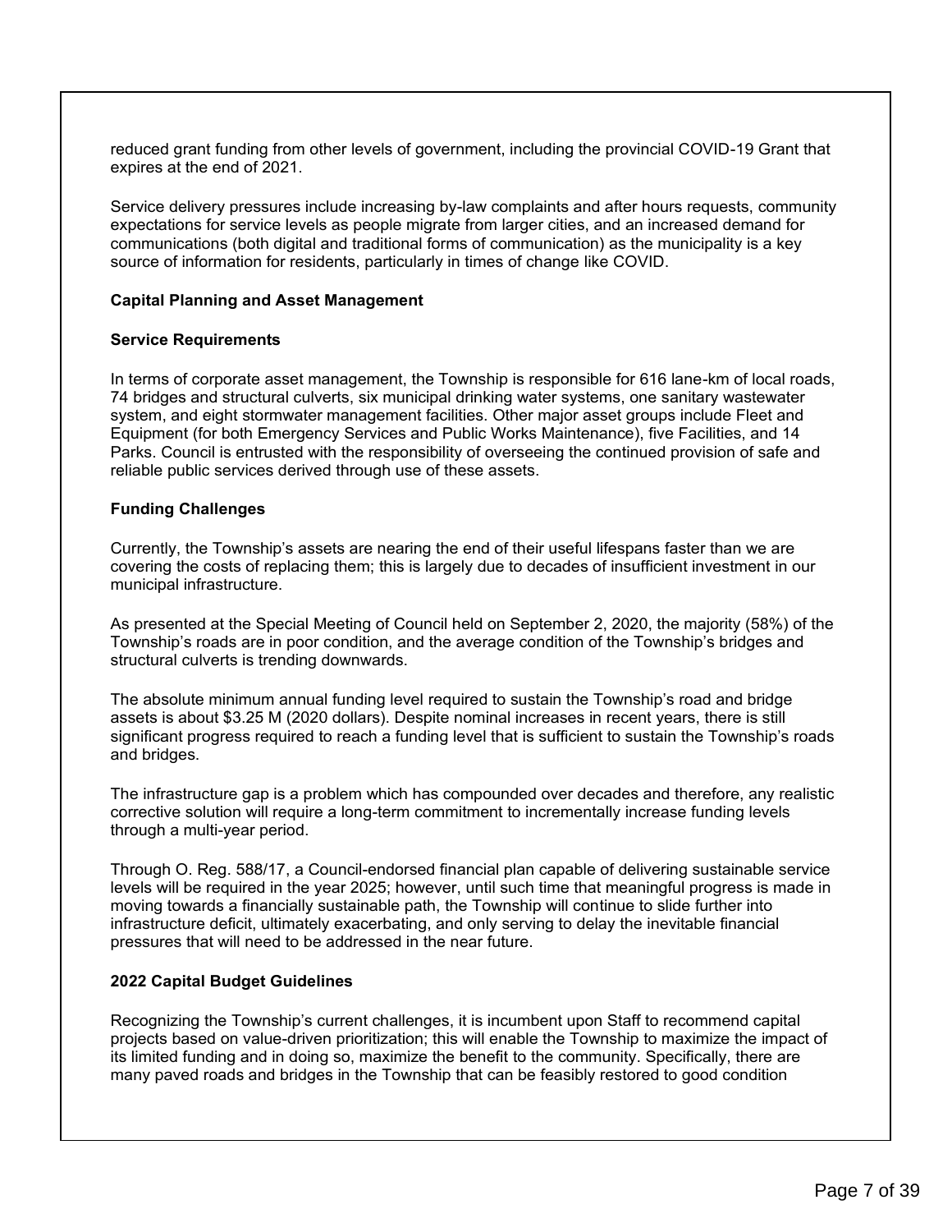reduced grant funding from other levels of government, including the provincial COVID-19 Grant that expires at the end of 2021.

Service delivery pressures include increasing by-law complaints and after hours requests, community expectations for service levels as people migrate from larger cities, and an increased demand for communications (both digital and traditional forms of communication) as the municipality is a key source of information for residents, particularly in times of change like COVID.

**Capital Planning and Asset Management**

**Service Requirements**

In terms of corporate asset management, the Township is responsible for 616 lane-km of local roads, 74 bridges and structural culverts, six municipal drinking water systems, one sanitary wastewater system, and eight stormwater management facilities. Other major asset groups include Fleet and Equipment (for both Emergency Services and Public Works Maintenance), five Facilities, and 14 Parks. Council is entrusted with the responsibility of overseeing the continued provision of safe and reliable public services derived through use of these assets.

**Funding Challenges**

Currently, the Township's assets are nearing the end of their useful lifespans faster than we are covering the costs of replacing them; this is largely due to decades of insufficient investment in our municipal infrastructure.

As presented at the Special Meeting of Council held on September 2, 2020, the majority (58%) of the Township's roads are in poor condition, and the average condition of the Township's bridges and structural culverts is trending downwards.

The absolute minimum annual funding level required to sustain the Township's road and bridge assets is about $3.25 M (2020 dollars). Despite nominal increases in recent years, there is still significant progress required to reach a funding level that is sufficient to sustain the Township's roads and bridges.

The infrastructure gap is a problem which has compounded over decades and therefore, any realistic corrective solution will require a long-term commitment to incrementally increase funding levels through a multi-year period.

Through O. Reg. 588/17, a Council-endorsed financial plan capable of delivering sustainable service levels will be required in the year 2025; however, until such time that meaningful progress is made in moving towards a financially sustainable path, the Township will continue to slide further into infrastructure deficit, ultimately exacerbating, and only serving to delay the inevitable financial pressures that will need to be addressed in the near future.

**2022 Capital Budget Guidelines**

Recognizing the Township's current challenges, it is incumbent upon Staff to recommend capital projects based on value-driven prioritization; this will enable the Township to maximize the impact of its limited funding and in doing so, maximize the benefit to the community. Specifically, there are many paved roads and bridges in the Township that can be feasibly restored to good condition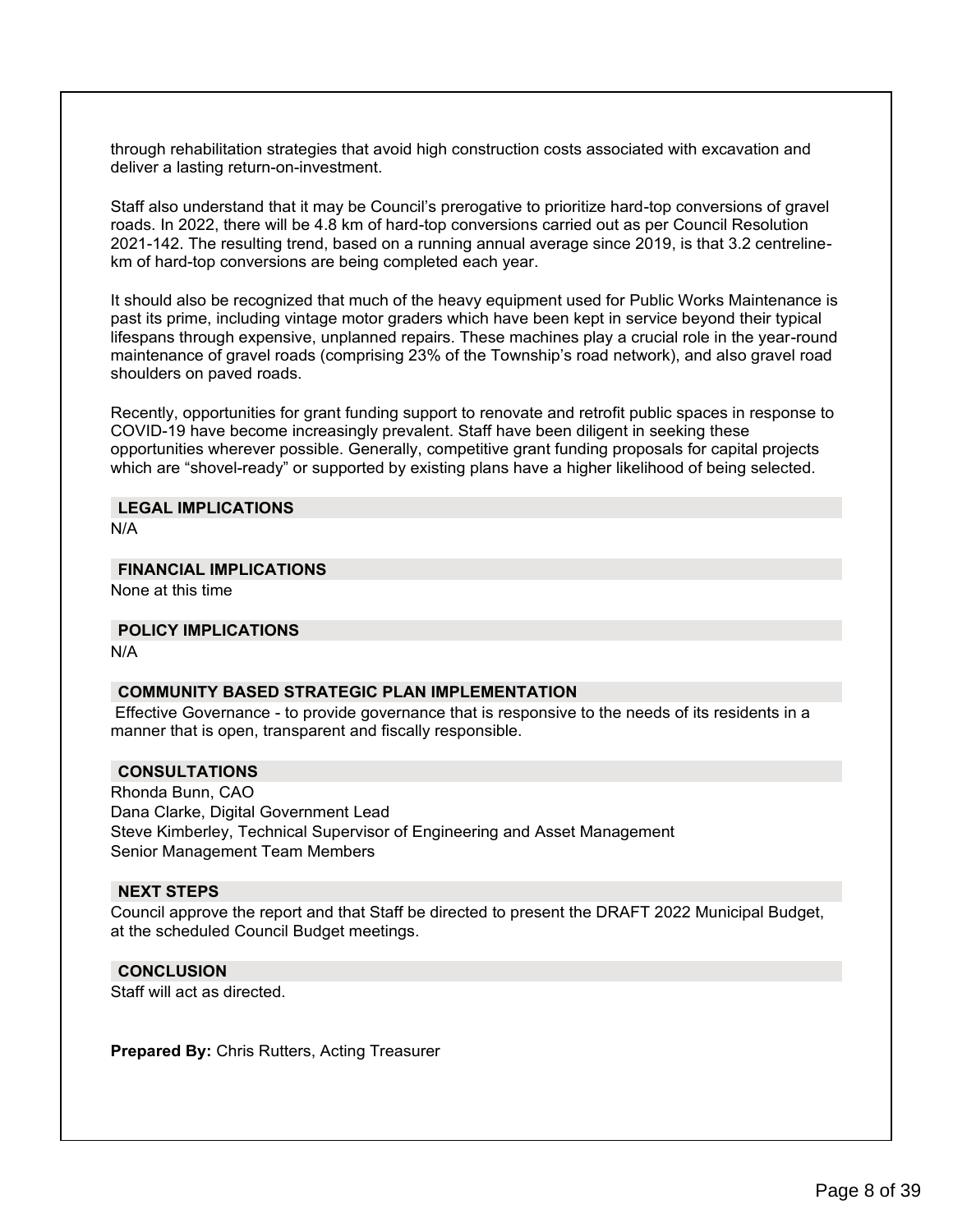through rehabilitation strategies that avoid high construction costs associated with excavation and deliver a lasting return-on-investment.

Staff also understand that it may be Council's prerogative to prioritize hard-top conversions of gravel roads. In 2022, there will be 4.8 km of hard-top conversions carried out as per Council Resolution 2021-142. The resulting trend, based on a running annual average since 2019, is that 3.2 centreline-km of hard-top conversions are being completed each year.

It should also be recognized that much of the heavy equipment used for Public Works Maintenance is past its prime, including vintage motor graders which have been kept in service beyond their typical lifespans through expensive, unplanned repairs. These machines play a crucial role in the year-round maintenance of gravel roads (comprising 23% of the Township's road network), and also gravel road shoulders on paved roads.

Recently, opportunities for grant funding support to renovate and retrofit public spaces in response to COVID-19 have become increasingly prevalent. Staff have been diligent in seeking these opportunities wherever possible. Generally, competitive grant funding proposals for capital projects which are "shovel-ready" or supported by existing plans have a higher likelihood of being selected.

## LEGAL IMPLICATIONS

N/A

## FINANCIAL IMPLICATIONS

None at this time

## POLICY IMPLICATIONS

N/A

## COMMUNITY BASED STRATEGIC PLAN IMPLEMENTATION

Effective Governance - to provide governance that is responsive to the needs of its residents in a manner that is open, transparent and fiscally responsible.

## CONSULTATIONS

Rhonda Bunn, CAO
Dana Clarke, Digital Government Lead
Steve Kimberley, Technical Supervisor of Engineering and Asset Management
Senior Management Team Members

## NEXT STEPS

Council approve the report and that Staff be directed to present the DRAFT 2022 Municipal Budget, at the scheduled Council Budget meetings.

## CONCLUSION

Staff will act as directed.

**Prepared By:** Chris Rutters, Acting Treasurer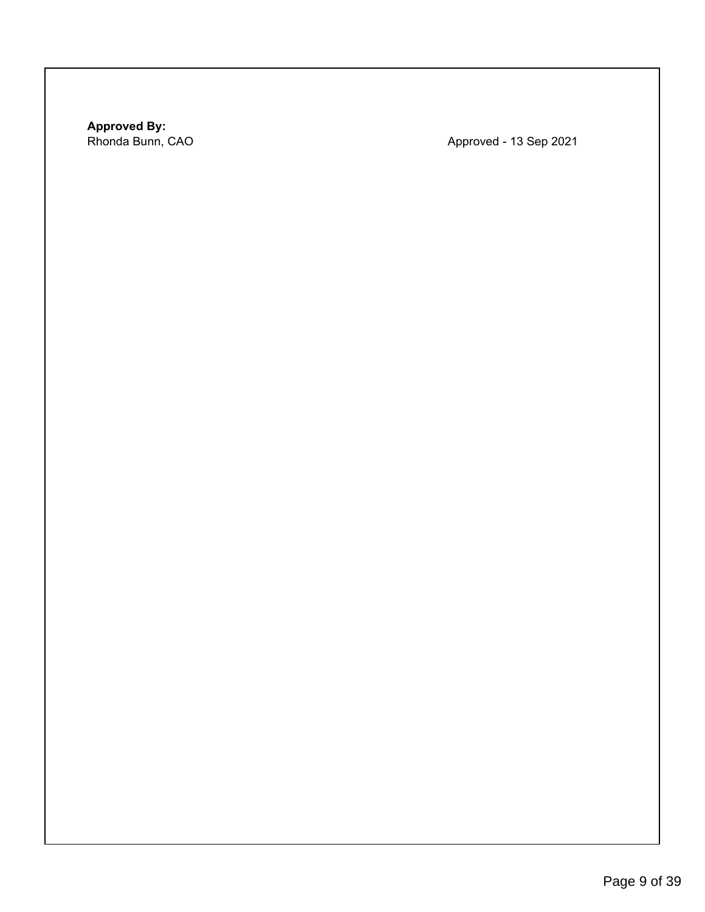**Approved By:**

Rhonda Bunn, CAO

Approved - 13 Sep 2021